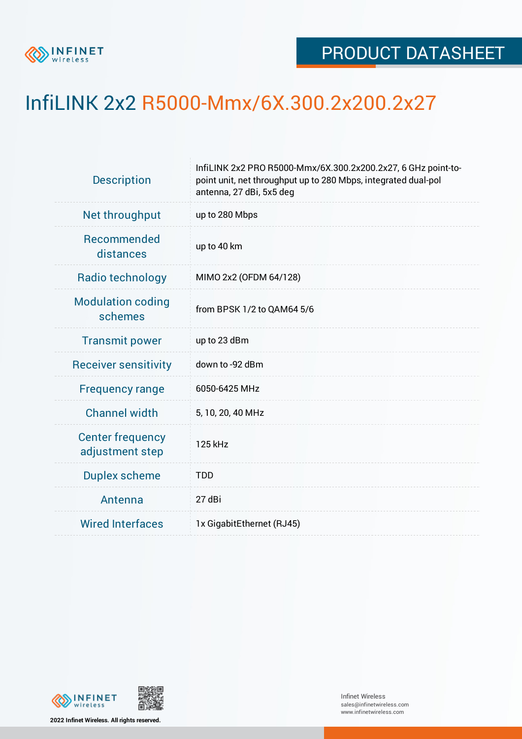PRODUCT DATASHEET

# InfiLINK 2x2 R5000-Mmx/6X.300.2x200.2x27

| | |
|---|---|
| Description | InfiLINK 2x2 PRO R5000-Mmx/6X.300.2x200.2x27, 6 GHz point-to-point unit, net throughput up to 280 Mbps, integrated dual-pol antenna, 27 dBi, 5x5 deg |
| Net throughput | up to 280 Mbps |
| Recommended distances | up to 40 km |
| Radio technology | MIMO 2x2 (OFDM 64/128) |
| Modulation coding schemes | from BPSK 1/2 to QAM64 5/6 |
| Transmit power | up to 23 dBm |
| Receiver sensitivity | down to -92 dBm |
| Frequency range | 6050-6425 MHz |
| Channel width | 5, 10, 20, 40 MHz |
| Center frequency adjustment step | 125 kHz |
| Duplex scheme | TDD |
| Antenna | 27 dBi |
| Wired Interfaces | 1x GigabitEthernet (RJ45) |

2022 Infinet Wireless. All rights reserved.

Infinet Wireless
sales@infinetwireless.com
www.infinetwireless.com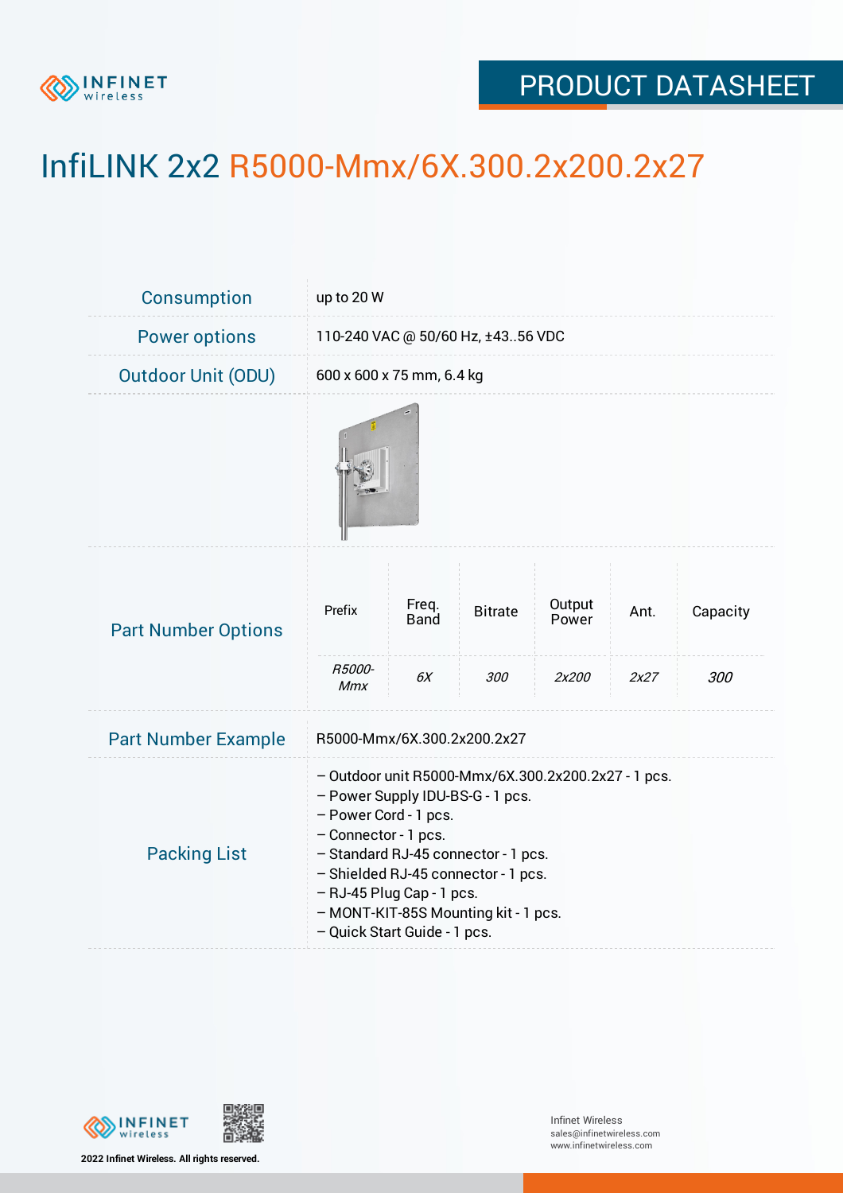# InfiLINK 2x2 R5000-Mmx/6X.300.2x200.2x27

| | |
|---|---|
| Consumption | up to 20 W |
| Power options | 110-240 VAC @ 50/60 Hz, ±43..56 VDC |
| Outdoor Unit (ODU) | 600 x 600 x 75 mm, 6.4 kg |

**Part Number Options**

| Prefix | Freq. Band | Bitrate | Output Power | Ant. | Capacity |
|---|---|---|---|---|---|
| *R5000-Mmx* | *6X* | *300* | *2x200* | *2x27* | *300* |

| | |
|---|---|
| Part Number Example | R5000-Mmx/6X.300.2x200.2x27 |

**Packing List**

- Outdoor unit R5000-Mmx/6X.300.2x200.2x27 - 1 pcs.
- Power Supply IDU-BS-G - 1 pcs.
- Power Cord - 1 pcs.
- Connector - 1 pcs.
- Standard RJ-45 connector - 1 pcs.
- Shielded RJ-45 connector - 1 pcs.
- RJ-45 Plug Cap - 1 pcs.
- MONT-KIT-85S Mounting kit - 1 pcs.
- Quick Start Guide - 1 pcs.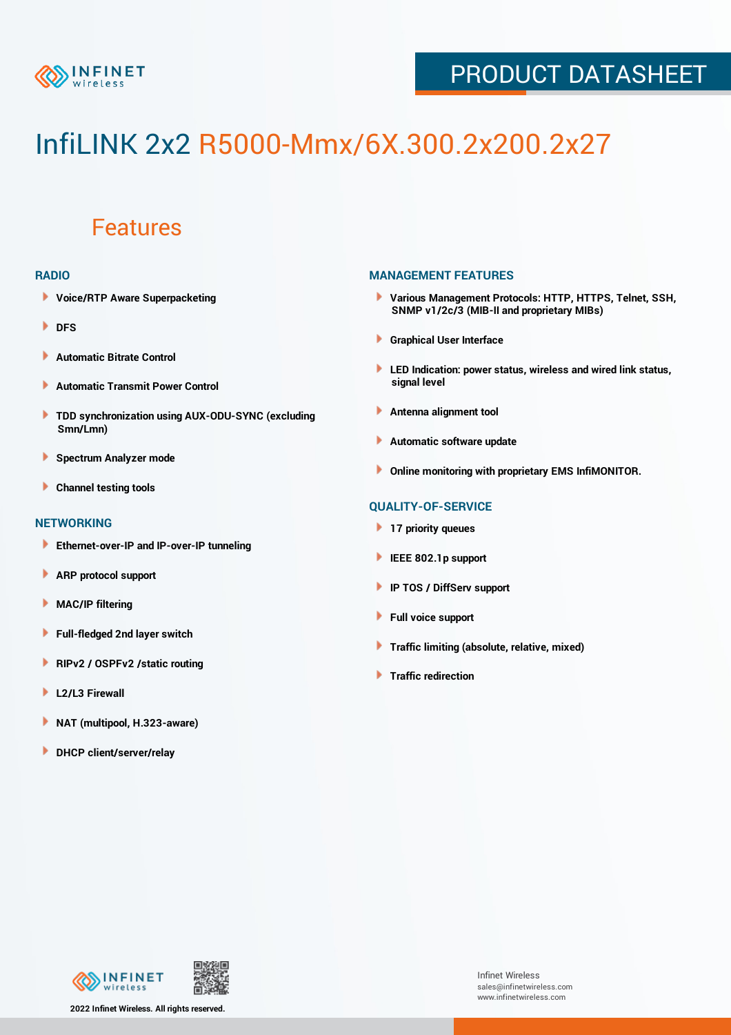# InfiLINK 2x2 R5000-Mmx/6X.300.2x200.2x27

## Features

### RADIO

- Voice/RTP Aware Superpacketing
- DFS
- Automatic Bitrate Control
- Automatic Transmit Power Control
- TDD synchronization using AUX-ODU-SYNC (excluding Smn/Lmn)
- Spectrum Analyzer mode
- Channel testing tools

### NETWORKING

- Ethernet-over-IP and IP-over-IP tunneling
- ARP protocol support
- MAC/IP filtering
- Full-fledged 2nd layer switch
- RIPv2 / OSPFv2 /static routing
- L2/L3 Firewall
- NAT (multipool, H.323-aware)
- DHCP client/server/relay

### MANAGEMENT FEATURES

- Various Management Protocols: HTTP, HTTPS, Telnet, SSH, SNMP v1/2c/3 (MIB-II and proprietary MIBs)
- Graphical User Interface
- LED Indication: power status, wireless and wired link status, signal level
- Antenna alignment tool
- Automatic software update
- Online monitoring with proprietary EMS InfiMONITOR.

### QUALITY-OF-SERVICE

- 17 priority queues
- IEEE 802.1p support
- IP TOS / DiffServ support
- Full voice support
- Traffic limiting (absolute, relative, mixed)
- Traffic redirection

2022 Infinet Wireless. All rights reserved.

Infinet Wireless
sales@infinetwireless.com
www.infinetwireless.com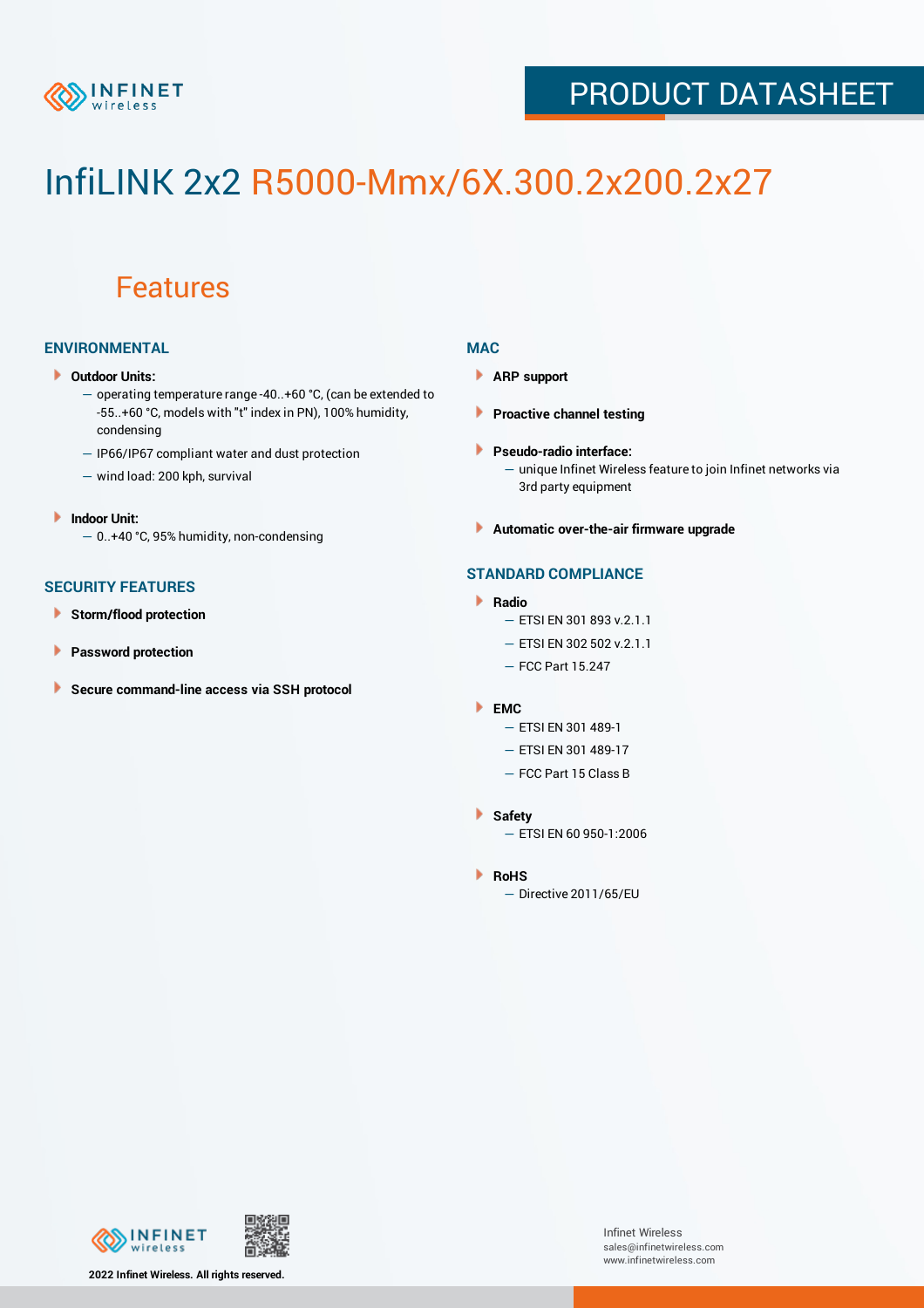# InfiLINK 2x2 R5000-Mmx/6X.300.2x200.2x27

## Features

### ENVIRONMENTAL

- **Outdoor Units:**
  - operating temperature range -40..+60 °C, (can be extended to -55..+60 °C, models with "t" index in PN), 100% humidity, condensing
  - IP66/IP67 compliant water and dust protection
  - wind load: 200 kph, survival
- **Indoor Unit:**
  - 0..+40 °C, 95% humidity, non-condensing

### SECURITY FEATURES

- **Storm/flood protection**
- **Password protection**
- **Secure command-line access via SSH protocol**

### MAC

- **ARP support**
- **Proactive channel testing**
- **Pseudo-radio interface:**
  - unique Infinet Wireless feature to join Infinet networks via 3rd party equipment
- **Automatic over-the-air firmware upgrade**

### STANDARD COMPLIANCE

- **Radio**
  - ETSI EN 301 893 v.2.1.1
  - ETSI EN 302 502 v.2.1.1
  - FCC Part 15.247
- **EMC**
  - ETSI EN 301 489-1
  - ETSI EN 301 489-17
  - FCC Part 15 Class B
- **Safety**
  - ETSI EN 60 950-1:2006
- **RoHS**
  - Directive 2011/65/EU

2022 Infinet Wireless. All rights reserved.

Infinet Wireless
sales@infinetwireless.com
www.infinetwireless.com